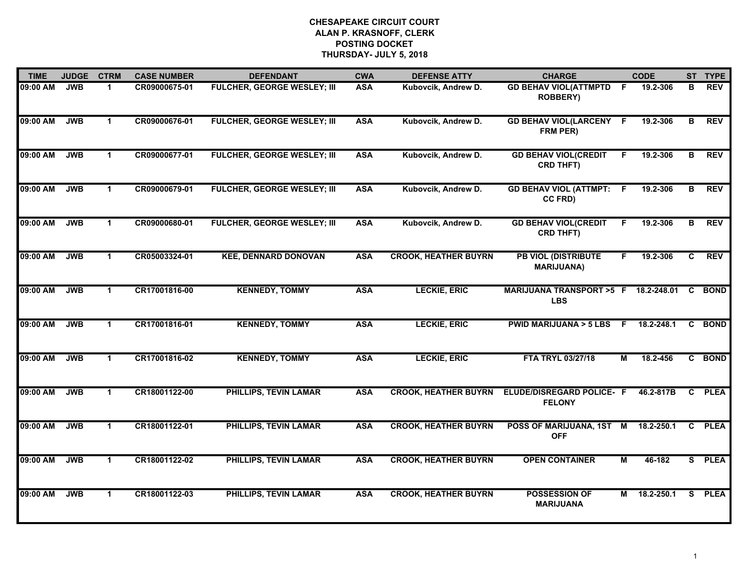**CHESAPEAKE CIRCUIT COURT**
**ALAN P. KRASNOFF, CLERK**
**POSTING DOCKET**
**THURSDAY- JULY 5, 2018**

| TIME | JUDGE | CTRM | CASE NUMBER | DEFENDANT | CWA | DEFENSE ATTY | CHARGE | | CODE | ST | TYPE |
|---|---|---|---|---|---|---|---|---|---|---|---|
| 09:00 AM | JWB | 1 | CR09000675-01 | FULCHER, GEORGE WESLEY; III | ASA | Kubovcik, Andrew D. | GD BEHAV VIOL(ATTMPTD ROBBERY) | F | 19.2-306 | B | REV |
| 09:00 AM | JWB | 1 | CR09000676-01 | FULCHER, GEORGE WESLEY; III | ASA | Kubovcik, Andrew D. | GD BEHAV VIOL(LARCENY FRM PER) | F | 19.2-306 | B | REV |
| 09:00 AM | JWB | 1 | CR09000677-01 | FULCHER, GEORGE WESLEY; III | ASA | Kubovcik, Andrew D. | GD BEHAV VIOL(CREDIT CRD THFT) | F | 19.2-306 | B | REV |
| 09:00 AM | JWB | 1 | CR09000679-01 | FULCHER, GEORGE WESLEY; III | ASA | Kubovcik, Andrew D. | GD BEHAV VIOL (ATTMPT: CC FRD) | F | 19.2-306 | B | REV |
| 09:00 AM | JWB | 1 | CR09000680-01 | FULCHER, GEORGE WESLEY; III | ASA | Kubovcik, Andrew D. | GD BEHAV VIOL(CREDIT CRD THFT) | F | 19.2-306 | B | REV |
| 09:00 AM | JWB | 1 | CR05003324-01 | KEE, DENNARD DONOVAN | ASA | CROOK, HEATHER BUYRN | PB VIOL (DISTRIBUTE MARIJUANA) | F | 19.2-306 | C | REV |
| 09:00 AM | JWB | 1 | CR17001816-00 | KENNEDY, TOMMY | ASA | LECKIE, ERIC | MARIJUANA TRANSPORT >5 LBS | F | 18.2-248.01 | C | BOND |
| 09:00 AM | JWB | 1 | CR17001816-01 | KENNEDY, TOMMY | ASA | LECKIE, ERIC | PWID MARIJUANA > 5 LBS | F | 18.2-248.1 | C | BOND |
| 09:00 AM | JWB | 1 | CR17001816-02 | KENNEDY, TOMMY | ASA | LECKIE, ERIC | FTA TRYL 03/27/18 | M | 18.2-456 | C | BOND |
| 09:00 AM | JWB | 1 | CR18001122-00 | PHILLIPS, TEVIN LAMAR | ASA | CROOK, HEATHER BUYRN | ELUDE/DISREGARD POLICE- FELONY | F | 46.2-817B | C | PLEA |
| 09:00 AM | JWB | 1 | CR18001122-01 | PHILLIPS, TEVIN LAMAR | ASA | CROOK, HEATHER BUYRN | POSS OF MARIJUANA, 1ST OFF | M | 18.2-250.1 | C | PLEA |
| 09:00 AM | JWB | 1 | CR18001122-02 | PHILLIPS, TEVIN LAMAR | ASA | CROOK, HEATHER BUYRN | OPEN CONTAINER | M | 46-182 | S | PLEA |
| 09:00 AM | JWB | 1 | CR18001122-03 | PHILLIPS, TEVIN LAMAR | ASA | CROOK, HEATHER BUYRN | POSSESSION OF MARIJUANA | M | 18.2-250.1 | S | PLEA |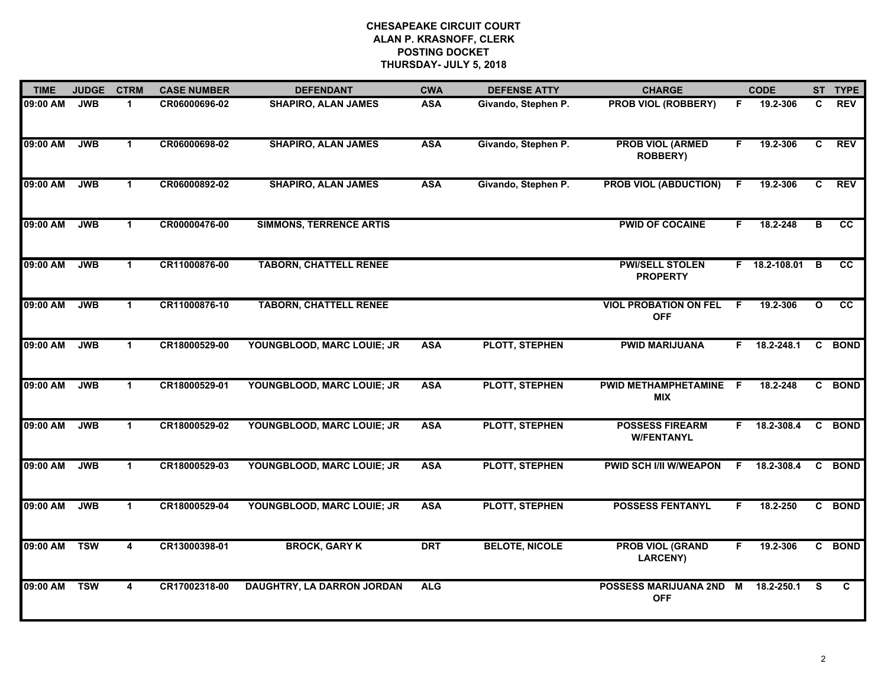**CHESAPEAKE CIRCUIT COURT**
**ALAN P. KRASNOFF, CLERK**
**POSTING DOCKET**
**THURSDAY- JULY 5, 2018**

| TIME | JUDGE | CTRM | CASE NUMBER | DEFENDANT | CWA | DEFENSE ATTY | CHARGE | | CODE | ST | TYPE |
|---|---|---|---|---|---|---|---|---|---|---|---|
| 09:00 AM | JWB | 1 | CR06000696-02 | SHAPIRO, ALAN JAMES | ASA | Givando, Stephen P. | PROB VIOL (ROBBERY) | F | 19.2-306 | C | REV |
| 09:00 AM | JWB | 1 | CR06000698-02 | SHAPIRO, ALAN JAMES | ASA | Givando, Stephen P. | PROB VIOL (ARMED ROBBERY) | F | 19.2-306 | C | REV |
| 09:00 AM | JWB | 1 | CR06000892-02 | SHAPIRO, ALAN JAMES | ASA | Givando, Stephen P. | PROB VIOL (ABDUCTION) | F | 19.2-306 | C | REV |
| 09:00 AM | JWB | 1 | CR00000476-00 | SIMMONS, TERRENCE ARTIS | | | PWID OF COCAINE | F | 18.2-248 | B | CC |
| 09:00 AM | JWB | 1 | CR11000876-00 | TABORN, CHATTELL RENEE | | | PWI/SELL STOLEN PROPERTY | F | 18.2-108.01 | B | CC |
| 09:00 AM | JWB | 1 | CR11000876-10 | TABORN, CHATTELL RENEE | | | VIOL PROBATION ON FEL OFF | F | 19.2-306 | O | CC |
| 09:00 AM | JWB | 1 | CR18000529-00 | YOUNGBLOOD, MARC LOUIE; JR | ASA | PLOTT, STEPHEN | PWID MARIJUANA | F | 18.2-248.1 | C | BOND |
| 09:00 AM | JWB | 1 | CR18000529-01 | YOUNGBLOOD, MARC LOUIE; JR | ASA | PLOTT, STEPHEN | PWID METHAMPHETAMINE MIX | F | 18.2-248 | C | BOND |
| 09:00 AM | JWB | 1 | CR18000529-02 | YOUNGBLOOD, MARC LOUIE; JR | ASA | PLOTT, STEPHEN | POSSESS FIREARM W/FENTANYL | F | 18.2-308.4 | C | BOND |
| 09:00 AM | JWB | 1 | CR18000529-03 | YOUNGBLOOD, MARC LOUIE; JR | ASA | PLOTT, STEPHEN | PWID SCH I/II W/WEAPON | F | 18.2-308.4 | C | BOND |
| 09:00 AM | JWB | 1 | CR18000529-04 | YOUNGBLOOD, MARC LOUIE; JR | ASA | PLOTT, STEPHEN | POSSESS FENTANYL | F | 18.2-250 | C | BOND |
| 09:00 AM | TSW | 4 | CR13000398-01 | BROCK, GARY K | DRT | BELOTE, NICOLE | PROB VIOL (GRAND LARCENY) | F | 19.2-306 | C | BOND |
| 09:00 AM | TSW | 4 | CR17002318-00 | DAUGHTRY, LA DARRON JORDAN | ALG | | POSSESS MARIJUANA 2ND OFF | M | 18.2-250.1 | S | C |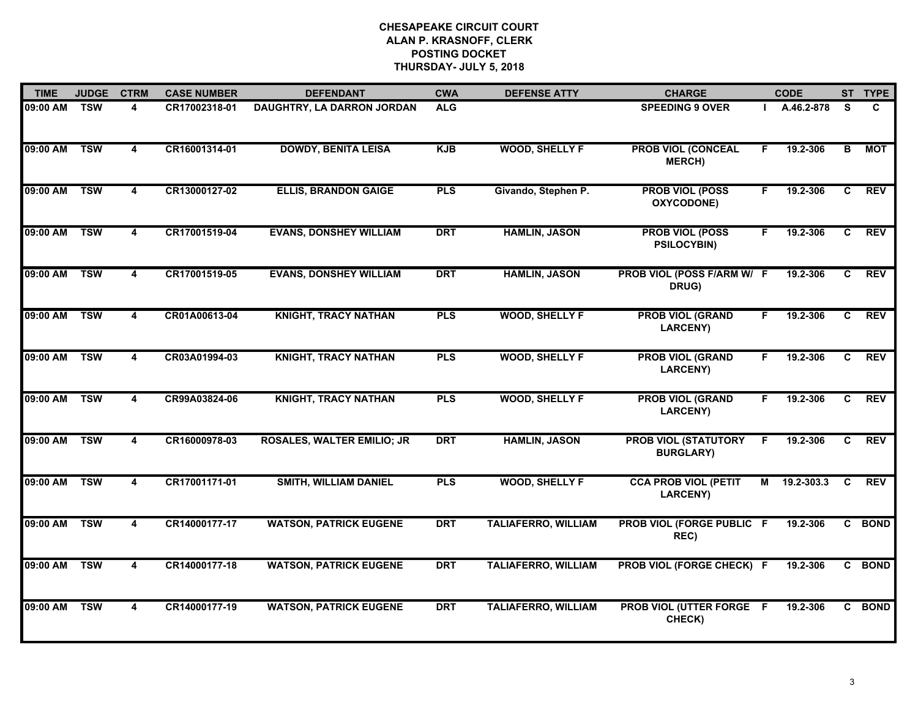**CHESAPEAKE CIRCUIT COURT**
**ALAN P. KRASNOFF, CLERK**
**POSTING DOCKET**
**THURSDAY- JULY 5, 2018**

| TIME | JUDGE | CTRM | CASE NUMBER | DEFENDANT | CWA | DEFENSE ATTY | CHARGE | | CODE | ST | TYPE |
|---|---|---|---|---|---|---|---|---|---|---|---|
| 09:00 AM | TSW | 4 | CR17002318-01 | DAUGHTRY, LA DARRON JORDAN | ALG | | SPEEDING 9 OVER | I | A.46.2-878 | S | C |
| 09:00 AM | TSW | 4 | CR16001314-01 | DOWDY, BENITA LEISA | KJB | WOOD, SHELLY F | PROB VIOL (CONCEAL MERCH) | F | 19.2-306 | B | MOT |
| 09:00 AM | TSW | 4 | CR13000127-02 | ELLIS, BRANDON GAIGE | PLS | Givando, Stephen P. | PROB VIOL (POSS OXYCODONE) | F | 19.2-306 | C | REV |
| 09:00 AM | TSW | 4 | CR17001519-04 | EVANS, DONSHEY WILLIAM | DRT | HAMLIN, JASON | PROB VIOL (POSS PSILOCYBIN) | F | 19.2-306 | C | REV |
| 09:00 AM | TSW | 4 | CR17001519-05 | EVANS, DONSHEY WILLIAM | DRT | HAMLIN, JASON | PROB VIOL (POSS F/ARM W/ DRUG) | F | 19.2-306 | C | REV |
| 09:00 AM | TSW | 4 | CR01A00613-04 | KNIGHT, TRACY NATHAN | PLS | WOOD, SHELLY F | PROB VIOL (GRAND LARCENY) | F | 19.2-306 | C | REV |
| 09:00 AM | TSW | 4 | CR03A01994-03 | KNIGHT, TRACY NATHAN | PLS | WOOD, SHELLY F | PROB VIOL (GRAND LARCENY) | F | 19.2-306 | C | REV |
| 09:00 AM | TSW | 4 | CR99A03824-06 | KNIGHT, TRACY NATHAN | PLS | WOOD, SHELLY F | PROB VIOL (GRAND LARCENY) | F | 19.2-306 | C | REV |
| 09:00 AM | TSW | 4 | CR16000978-03 | ROSALES, WALTER EMILIO; JR | DRT | HAMLIN, JASON | PROB VIOL (STATUTORY BURGLARY) | F | 19.2-306 | C | REV |
| 09:00 AM | TSW | 4 | CR17001171-01 | SMITH, WILLIAM DANIEL | PLS | WOOD, SHELLY F | CCA PROB VIOL (PETIT LARCENY) | M | 19.2-303.3 | C | REV |
| 09:00 AM | TSW | 4 | CR14000177-17 | WATSON, PATRICK EUGENE | DRT | TALIAFERRO, WILLIAM | PROB VIOL (FORGE PUBLIC REC) | F | 19.2-306 | C | BOND |
| 09:00 AM | TSW | 4 | CR14000177-18 | WATSON, PATRICK EUGENE | DRT | TALIAFERRO, WILLIAM | PROB VIOL (FORGE CHECK) | F | 19.2-306 | C | BOND |
| 09:00 AM | TSW | 4 | CR14000177-19 | WATSON, PATRICK EUGENE | DRT | TALIAFERRO, WILLIAM | PROB VIOL (UTTER FORGE CHECK) | F | 19.2-306 | C | BOND |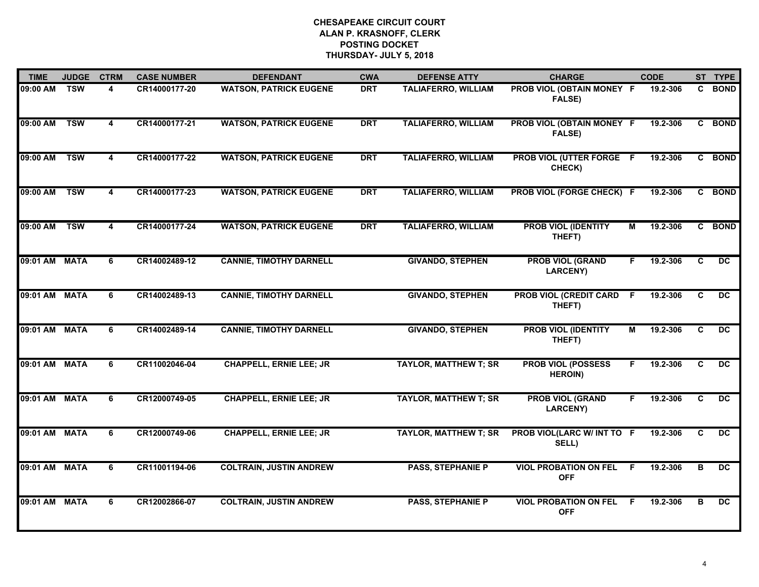**CHESAPEAKE CIRCUIT COURT**
**ALAN P. KRASNOFF, CLERK**
**POSTING DOCKET**
**THURSDAY- JULY 5, 2018**

| TIME | JUDGE | CTRM | CASE NUMBER | DEFENDANT | CWA | DEFENSE ATTY | CHARGE | | CODE | ST | TYPE |
|---|---|---|---|---|---|---|---|---|---|---|---|
| 09:00 AM | TSW | 4 | CR14000177-20 | WATSON, PATRICK EUGENE | DRT | TALIAFERRO, WILLIAM | PROB VIOL (OBTAIN MONEY FALSE) | F | 19.2-306 | C | BOND |
| 09:00 AM | TSW | 4 | CR14000177-21 | WATSON, PATRICK EUGENE | DRT | TALIAFERRO, WILLIAM | PROB VIOL (OBTAIN MONEY FALSE) | F | 19.2-306 | C | BOND |
| 09:00 AM | TSW | 4 | CR14000177-22 | WATSON, PATRICK EUGENE | DRT | TALIAFERRO, WILLIAM | PROB VIOL (UTTER FORGE CHECK) | F | 19.2-306 | C | BOND |
| 09:00 AM | TSW | 4 | CR14000177-23 | WATSON, PATRICK EUGENE | DRT | TALIAFERRO, WILLIAM | PROB VIOL (FORGE CHECK) | F | 19.2-306 | C | BOND |
| 09:00 AM | TSW | 4 | CR14000177-24 | WATSON, PATRICK EUGENE | DRT | TALIAFERRO, WILLIAM | PROB VIOL (IDENTITY THEFT) | M | 19.2-306 | C | BOND |
| 09:01 AM | MATA | 6 | CR14002489-12 | CANNIE, TIMOTHY DARNELL | | GIVANDO, STEPHEN | PROB VIOL (GRAND LARCENY) | F | 19.2-306 | C | DC |
| 09:01 AM | MATA | 6 | CR14002489-13 | CANNIE, TIMOTHY DARNELL | | GIVANDO, STEPHEN | PROB VIOL (CREDIT CARD THEFT) | F | 19.2-306 | C | DC |
| 09:01 AM | MATA | 6 | CR14002489-14 | CANNIE, TIMOTHY DARNELL | | GIVANDO, STEPHEN | PROB VIOL (IDENTITY THEFT) | M | 19.2-306 | C | DC |
| 09:01 AM | MATA | 6 | CR11002046-04 | CHAPPELL, ERNIE LEE; JR | | TAYLOR, MATTHEW T; SR | PROB VIOL (POSSESS HEROIN) | F | 19.2-306 | C | DC |
| 09:01 AM | MATA | 6 | CR12000749-05 | CHAPPELL, ERNIE LEE; JR | | TAYLOR, MATTHEW T; SR | PROB VIOL (GRAND LARCENY) | F | 19.2-306 | C | DC |
| 09:01 AM | MATA | 6 | CR12000749-06 | CHAPPELL, ERNIE LEE; JR | | TAYLOR, MATTHEW T; SR | PROB VIOL(LARC W/ INT TO SELL) | F | 19.2-306 | C | DC |
| 09:01 AM | MATA | 6 | CR11001194-06 | COLTRAIN, JUSTIN ANDREW | | PASS, STEPHANIE P | VIOL PROBATION ON FEL OFF | F | 19.2-306 | B | DC |
| 09:01 AM | MATA | 6 | CR12002866-07 | COLTRAIN, JUSTIN ANDREW | | PASS, STEPHANIE P | VIOL PROBATION ON FEL OFF | F | 19.2-306 | B | DC |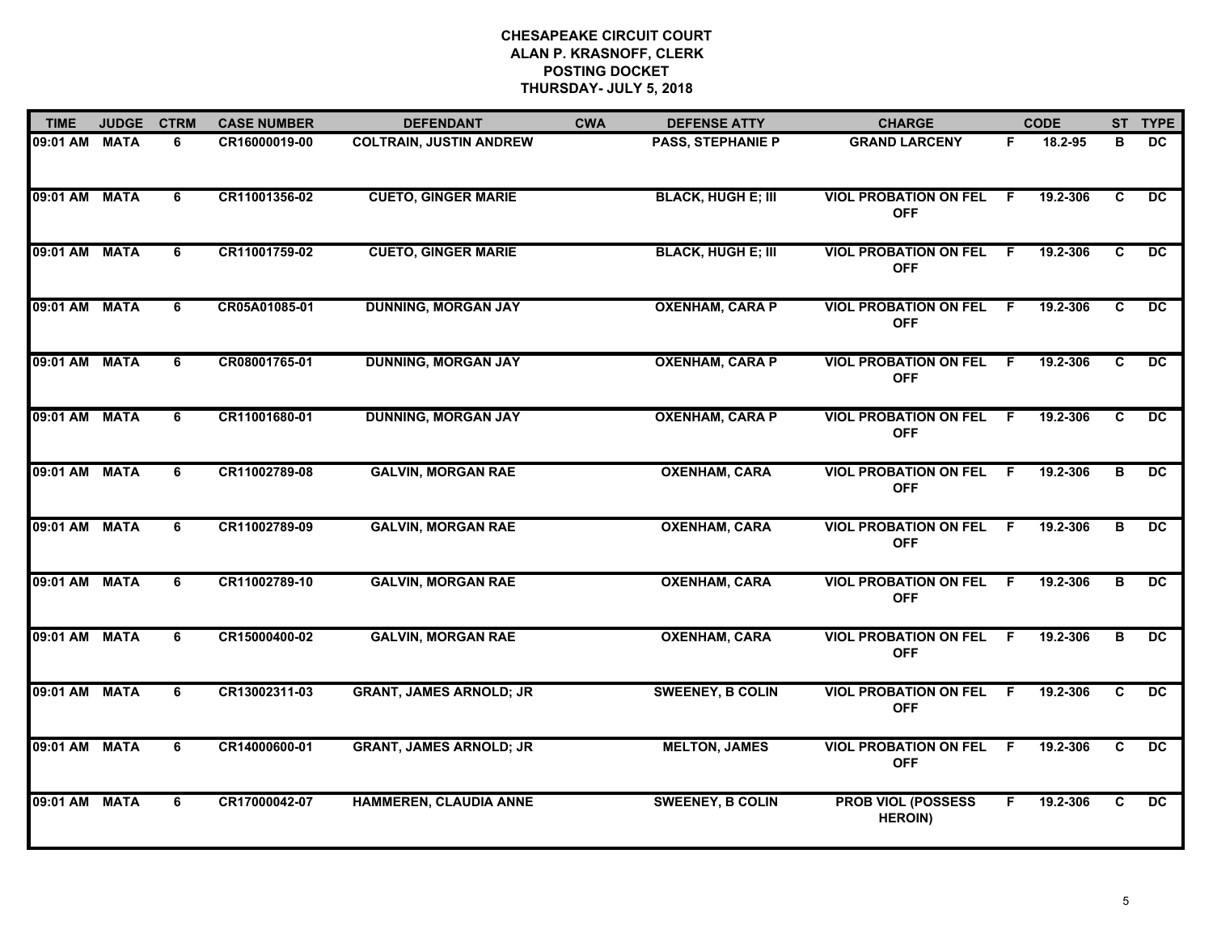**CHESAPEAKE CIRCUIT COURT**
**ALAN P. KRASNOFF, CLERK**
**POSTING DOCKET**
**THURSDAY- JULY 5, 2018**

| TIME | JUDGE | CTRM | CASE NUMBER | DEFENDANT | CWA | DEFENSE ATTY | CHARGE | | CODE | ST | TYPE |
|---|---|---|---|---|---|---|---|---|---|---|---|
| 09:01 AM | MATA | 6 | CR16000019-00 | COLTRAIN, JUSTIN ANDREW | | PASS, STEPHANIE P | GRAND LARCENY | F | 18.2-95 | B | DC |
| 09:01 AM | MATA | 6 | CR11001356-02 | CUETO, GINGER MARIE | | BLACK, HUGH E; III | VIOL PROBATION ON FEL OFF | F | 19.2-306 | C | DC |
| 09:01 AM | MATA | 6 | CR11001759-02 | CUETO, GINGER MARIE | | BLACK, HUGH E; III | VIOL PROBATION ON FEL OFF | F | 19.2-306 | C | DC |
| 09:01 AM | MATA | 6 | CR05A01085-01 | DUNNING, MORGAN JAY | | OXENHAM, CARA P | VIOL PROBATION ON FEL OFF | F | 19.2-306 | C | DC |
| 09:01 AM | MATA | 6 | CR08001765-01 | DUNNING, MORGAN JAY | | OXENHAM, CARA P | VIOL PROBATION ON FEL OFF | F | 19.2-306 | C | DC |
| 09:01 AM | MATA | 6 | CR11001680-01 | DUNNING, MORGAN JAY | | OXENHAM, CARA P | VIOL PROBATION ON FEL OFF | F | 19.2-306 | C | DC |
| 09:01 AM | MATA | 6 | CR11002789-08 | GALVIN, MORGAN RAE | | OXENHAM, CARA | VIOL PROBATION ON FEL OFF | F | 19.2-306 | B | DC |
| 09:01 AM | MATA | 6 | CR11002789-09 | GALVIN, MORGAN RAE | | OXENHAM, CARA | VIOL PROBATION ON FEL OFF | F | 19.2-306 | B | DC |
| 09:01 AM | MATA | 6 | CR11002789-10 | GALVIN, MORGAN RAE | | OXENHAM, CARA | VIOL PROBATION ON FEL OFF | F | 19.2-306 | B | DC |
| 09:01 AM | MATA | 6 | CR15000400-02 | GALVIN, MORGAN RAE | | OXENHAM, CARA | VIOL PROBATION ON FEL OFF | F | 19.2-306 | B | DC |
| 09:01 AM | MATA | 6 | CR13002311-03 | GRANT, JAMES ARNOLD; JR | | SWEENEY, B COLIN | VIOL PROBATION ON FEL OFF | F | 19.2-306 | C | DC |
| 09:01 AM | MATA | 6 | CR14000600-01 | GRANT, JAMES ARNOLD; JR | | MELTON, JAMES | VIOL PROBATION ON FEL OFF | F | 19.2-306 | C | DC |
| 09:01 AM | MATA | 6 | CR17000042-07 | HAMMEREN, CLAUDIA ANNE | | SWEENEY, B COLIN | PROB VIOL (POSSESS HEROIN) | F | 19.2-306 | C | DC |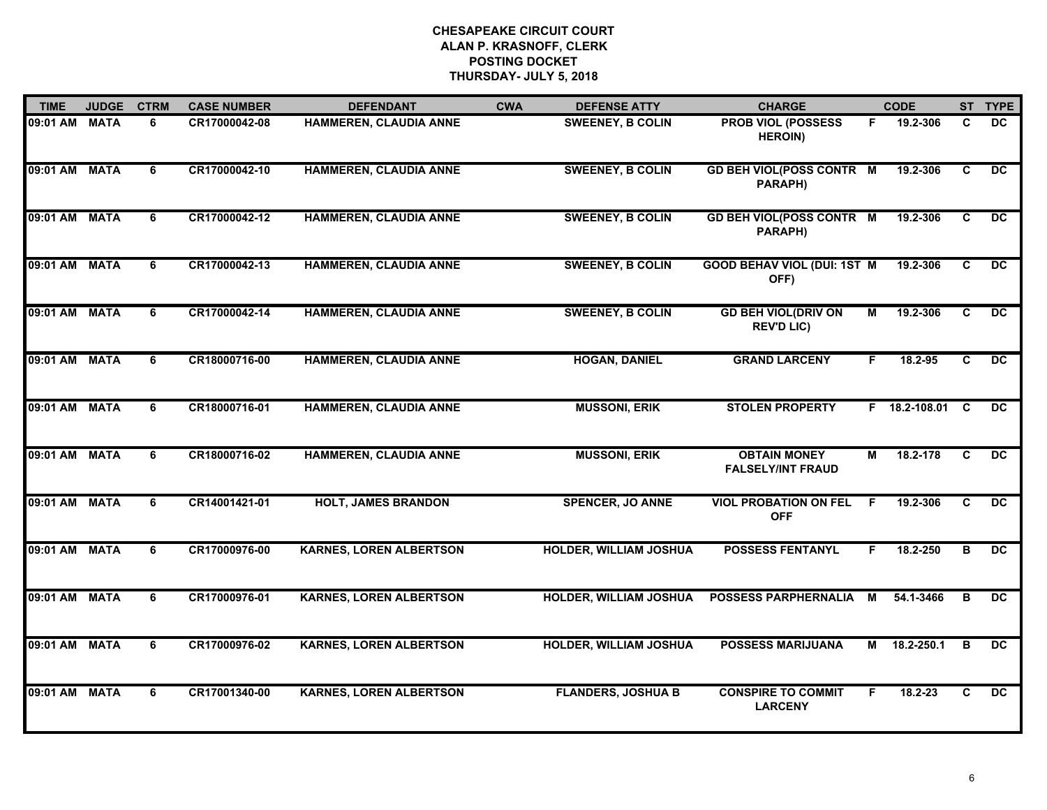# CHESAPEAKE CIRCUIT COURT
## ALAN P. KRASNOFF, CLERK
## POSTING DOCKET
## THURSDAY- JULY 5, 2018

| TIME | JUDGE | CTRM | CASE NUMBER | DEFENDANT | CWA | DEFENSE ATTY | CHARGE | | CODE | ST | TYPE |
|---|---|---|---|---|---|---|---|---|---|---|---|
| 09:01 AM | MATA | 6 | CR17000042-08 | HAMMEREN, CLAUDIA ANNE | | SWEENEY, B COLIN | PROB VIOL (POSSESS HEROIN) | F | 19.2-306 | C | DC |
| 09:01 AM | MATA | 6 | CR17000042-10 | HAMMEREN, CLAUDIA ANNE | | SWEENEY, B COLIN | GD BEH VIOL(POSS CONTR PARAPH) | M | 19.2-306 | C | DC |
| 09:01 AM | MATA | 6 | CR17000042-12 | HAMMEREN, CLAUDIA ANNE | | SWEENEY, B COLIN | GD BEH VIOL(POSS CONTR PARAPH) | M | 19.2-306 | C | DC |
| 09:01 AM | MATA | 6 | CR17000042-13 | HAMMEREN, CLAUDIA ANNE | | SWEENEY, B COLIN | GOOD BEHAV VIOL (DUI: 1ST OFF) | M | 19.2-306 | C | DC |
| 09:01 AM | MATA | 6 | CR17000042-14 | HAMMEREN, CLAUDIA ANNE | | SWEENEY, B COLIN | GD BEH VIOL(DRIV ON REV'D LIC) | M | 19.2-306 | C | DC |
| 09:01 AM | MATA | 6 | CR18000716-00 | HAMMEREN, CLAUDIA ANNE | | HOGAN, DANIEL | GRAND LARCENY | F | 18.2-95 | C | DC |
| 09:01 AM | MATA | 6 | CR18000716-01 | HAMMEREN, CLAUDIA ANNE | | MUSSONI, ERIK | STOLEN PROPERTY | F | 18.2-108.01 | C | DC |
| 09:01 AM | MATA | 6 | CR18000716-02 | HAMMEREN, CLAUDIA ANNE | | MUSSONI, ERIK | OBTAIN MONEY FALSELY/INT FRAUD | M | 18.2-178 | C | DC |
| 09:01 AM | MATA | 6 | CR14001421-01 | HOLT, JAMES BRANDON | | SPENCER, JO ANNE | VIOL PROBATION ON FEL OFF | F | 19.2-306 | C | DC |
| 09:01 AM | MATA | 6 | CR17000976-00 | KARNES, LOREN ALBERTSON | | HOLDER, WILLIAM JOSHUA | POSSESS FENTANYL | F | 18.2-250 | B | DC |
| 09:01 AM | MATA | 6 | CR17000976-01 | KARNES, LOREN ALBERTSON | | HOLDER, WILLIAM JOSHUA | POSSESS PARPHERNALIA | M | 54.1-3466 | B | DC |
| 09:01 AM | MATA | 6 | CR17000976-02 | KARNES, LOREN ALBERTSON | | HOLDER, WILLIAM JOSHUA | POSSESS MARIJUANA | M | 18.2-250.1 | B | DC |
| 09:01 AM | MATA | 6 | CR17001340-00 | KARNES, LOREN ALBERTSON | | FLANDERS, JOSHUA B | CONSPIRE TO COMMIT LARCENY | F | 18.2-23 | C | DC |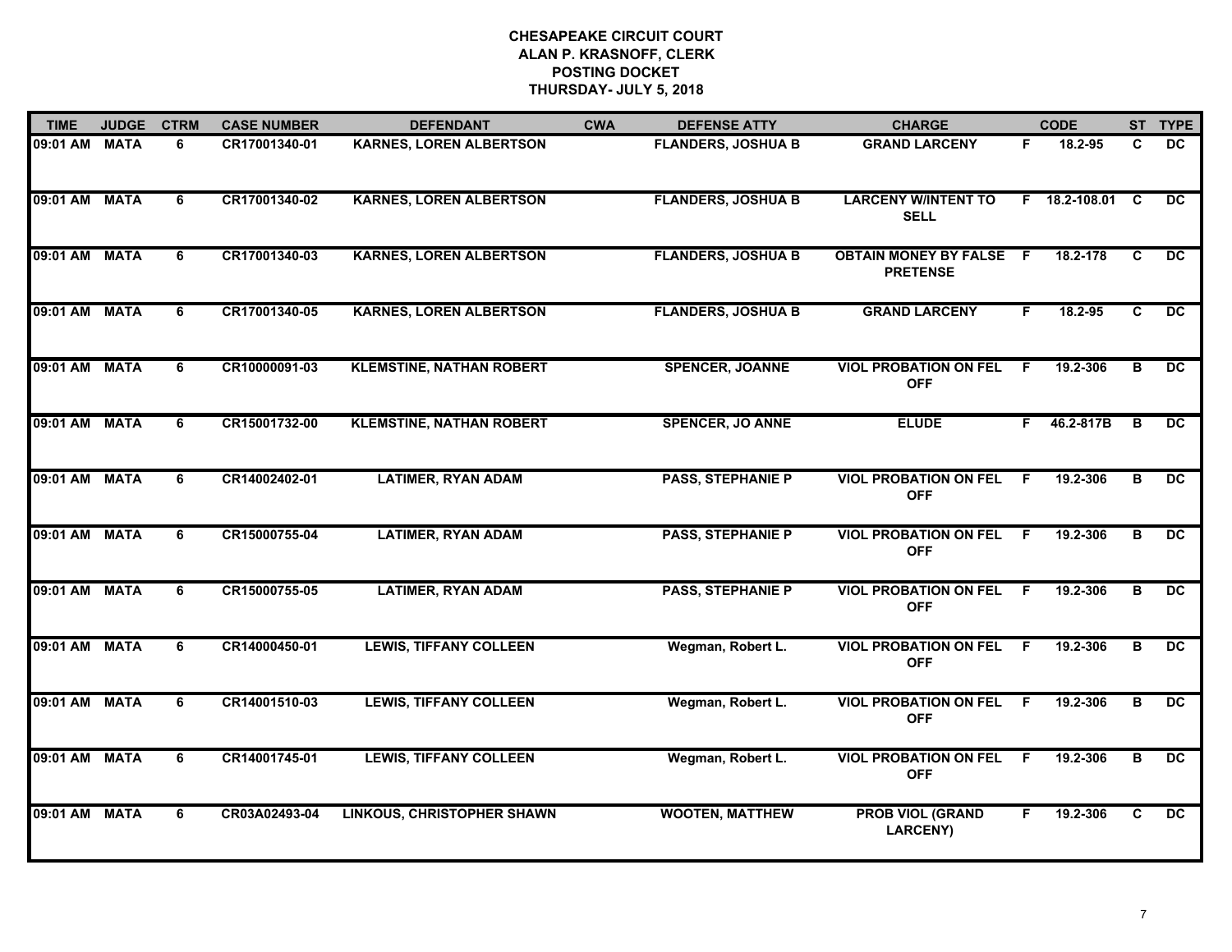# CHESAPEAKE CIRCUIT COURT
## ALAN P. KRASNOFF, CLERK
## POSTING DOCKET
## THURSDAY- JULY 5, 2018

| TIME | JUDGE | CTRM | CASE NUMBER | DEFENDANT | CWA | DEFENSE ATTY | CHARGE | | CODE | ST | TYPE |
|---|---|---|---|---|---|---|---|---|---|---|---|
| 09:01 AM | MATA | 6 | CR17001340-01 | KARNES, LOREN ALBERTSON | | FLANDERS, JOSHUA B | GRAND LARCENY | F | 18.2-95 | C | DC |
| 09:01 AM | MATA | 6 | CR17001340-02 | KARNES, LOREN ALBERTSON | | FLANDERS, JOSHUA B | LARCENY W/INTENT TO SELL | F | 18.2-108.01 | C | DC |
| 09:01 AM | MATA | 6 | CR17001340-03 | KARNES, LOREN ALBERTSON | | FLANDERS, JOSHUA B | OBTAIN MONEY BY FALSE PRETENSE | F | 18.2-178 | C | DC |
| 09:01 AM | MATA | 6 | CR17001340-05 | KARNES, LOREN ALBERTSON | | FLANDERS, JOSHUA B | GRAND LARCENY | F | 18.2-95 | C | DC |
| 09:01 AM | MATA | 6 | CR10000091-03 | KLEMSTINE, NATHAN ROBERT | | SPENCER, JOANNE | VIOL PROBATION ON FEL OFF | F | 19.2-306 | B | DC |
| 09:01 AM | MATA | 6 | CR15001732-00 | KLEMSTINE, NATHAN ROBERT | | SPENCER, JO ANNE | ELUDE | F | 46.2-817B | B | DC |
| 09:01 AM | MATA | 6 | CR14002402-01 | LATIMER, RYAN ADAM | | PASS, STEPHANIE P | VIOL PROBATION ON FEL OFF | F | 19.2-306 | B | DC |
| 09:01 AM | MATA | 6 | CR15000755-04 | LATIMER, RYAN ADAM | | PASS, STEPHANIE P | VIOL PROBATION ON FEL OFF | F | 19.2-306 | B | DC |
| 09:01 AM | MATA | 6 | CR15000755-05 | LATIMER, RYAN ADAM | | PASS, STEPHANIE P | VIOL PROBATION ON FEL OFF | F | 19.2-306 | B | DC |
| 09:01 AM | MATA | 6 | CR14000450-01 | LEWIS, TIFFANY COLLEEN | | Wegman, Robert L. | VIOL PROBATION ON FEL OFF | F | 19.2-306 | B | DC |
| 09:01 AM | MATA | 6 | CR14001510-03 | LEWIS, TIFFANY COLLEEN | | Wegman, Robert L. | VIOL PROBATION ON FEL OFF | F | 19.2-306 | B | DC |
| 09:01 AM | MATA | 6 | CR14001745-01 | LEWIS, TIFFANY COLLEEN | | Wegman, Robert L. | VIOL PROBATION ON FEL OFF | F | 19.2-306 | B | DC |
| 09:01 AM | MATA | 6 | CR03A02493-04 | LINKOUS, CHRISTOPHER SHAWN | | WOOTEN, MATTHEW | PROB VIOL (GRAND LARCENY) | F | 19.2-306 | C | DC |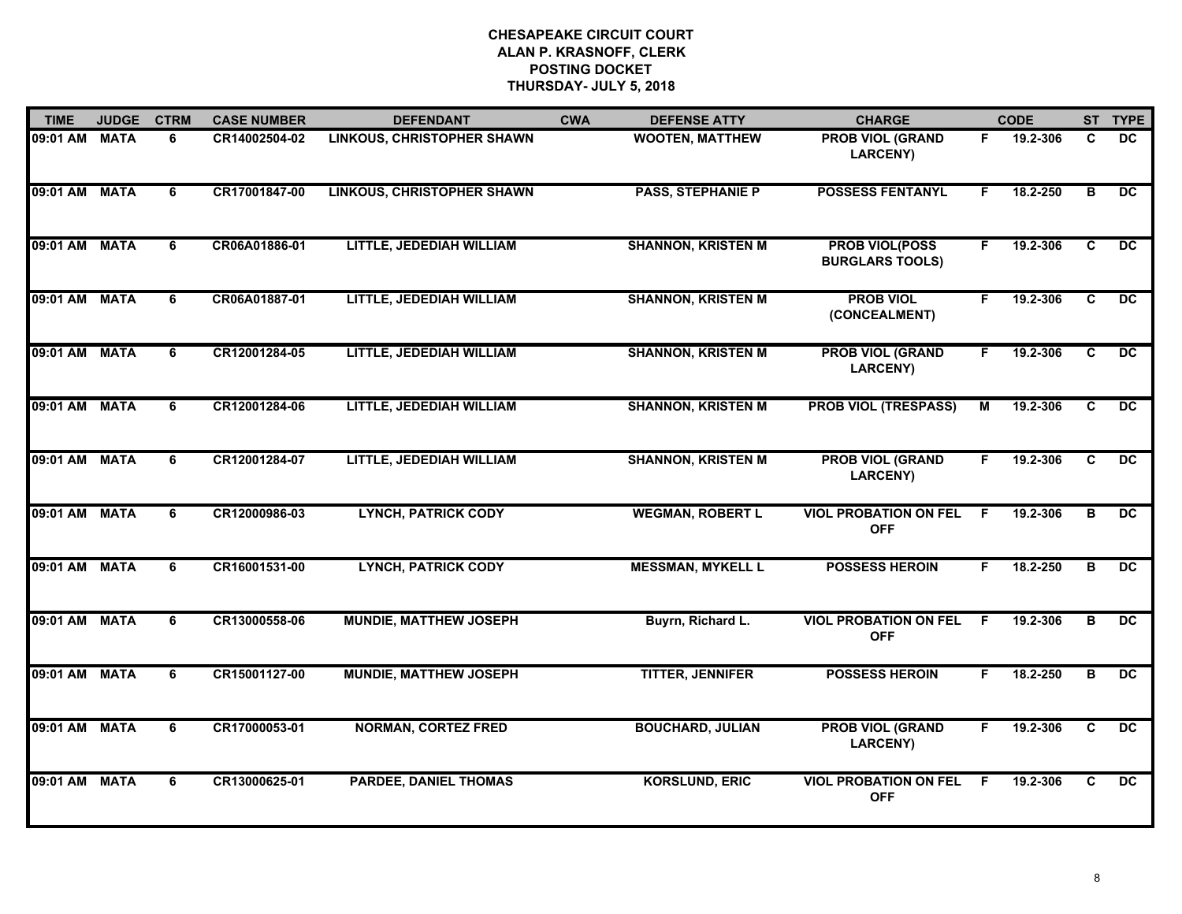**CHESAPEAKE CIRCUIT COURT**
**ALAN P. KRASNOFF, CLERK**
**POSTING DOCKET**
**THURSDAY- JULY 5, 2018**

| TIME | JUDGE | CTRM | CASE NUMBER | DEFENDANT | CWA | DEFENSE ATTY | CHARGE | | CODE | ST | TYPE |
|---|---|---|---|---|---|---|---|---|---|---|---|
| 09:01 AM | MATA | 6 | CR14002504-02 | LINKOUS, CHRISTOPHER SHAWN | | WOOTEN, MATTHEW | PROB VIOL (GRAND LARCENY) | F | 19.2-306 | C | DC |
| 09:01 AM | MATA | 6 | CR17001847-00 | LINKOUS, CHRISTOPHER SHAWN | | PASS, STEPHANIE P | POSSESS FENTANYL | F | 18.2-250 | B | DC |
| 09:01 AM | MATA | 6 | CR06A01886-01 | LITTLE, JEDEDIAH WILLIAM | | SHANNON, KRISTEN M | PROB VIOL(POSS BURGLARS TOOLS) | F | 19.2-306 | C | DC |
| 09:01 AM | MATA | 6 | CR06A01887-01 | LITTLE, JEDEDIAH WILLIAM | | SHANNON, KRISTEN M | PROB VIOL (CONCEALMENT) | F | 19.2-306 | C | DC |
| 09:01 AM | MATA | 6 | CR12001284-05 | LITTLE, JEDEDIAH WILLIAM | | SHANNON, KRISTEN M | PROB VIOL (GRAND LARCENY) | F | 19.2-306 | C | DC |
| 09:01 AM | MATA | 6 | CR12001284-06 | LITTLE, JEDEDIAH WILLIAM | | SHANNON, KRISTEN M | PROB VIOL (TRESPASS) | M | 19.2-306 | C | DC |
| 09:01 AM | MATA | 6 | CR12001284-07 | LITTLE, JEDEDIAH WILLIAM | | SHANNON, KRISTEN M | PROB VIOL (GRAND LARCENY) | F | 19.2-306 | C | DC |
| 09:01 AM | MATA | 6 | CR12000986-03 | LYNCH, PATRICK CODY | | WEGMAN, ROBERT L | VIOL PROBATION ON FEL OFF | F | 19.2-306 | B | DC |
| 09:01 AM | MATA | 6 | CR16001531-00 | LYNCH, PATRICK CODY | | MESSMAN, MYKELL L | POSSESS HEROIN | F | 18.2-250 | B | DC |
| 09:01 AM | MATA | 6 | CR13000558-06 | MUNDIE, MATTHEW JOSEPH | | Buyrn, Richard L. | VIOL PROBATION ON FEL OFF | F | 19.2-306 | B | DC |
| 09:01 AM | MATA | 6 | CR15001127-00 | MUNDIE, MATTHEW JOSEPH | | TITTER, JENNIFER | POSSESS HEROIN | F | 18.2-250 | B | DC |
| 09:01 AM | MATA | 6 | CR17000053-01 | NORMAN, CORTEZ FRED | | BOUCHARD, JULIAN | PROB VIOL (GRAND LARCENY) | F | 19.2-306 | C | DC |
| 09:01 AM | MATA | 6 | CR13000625-01 | PARDEE, DANIEL THOMAS | | KORSLUND, ERIC | VIOL PROBATION ON FEL OFF | F | 19.2-306 | C | DC |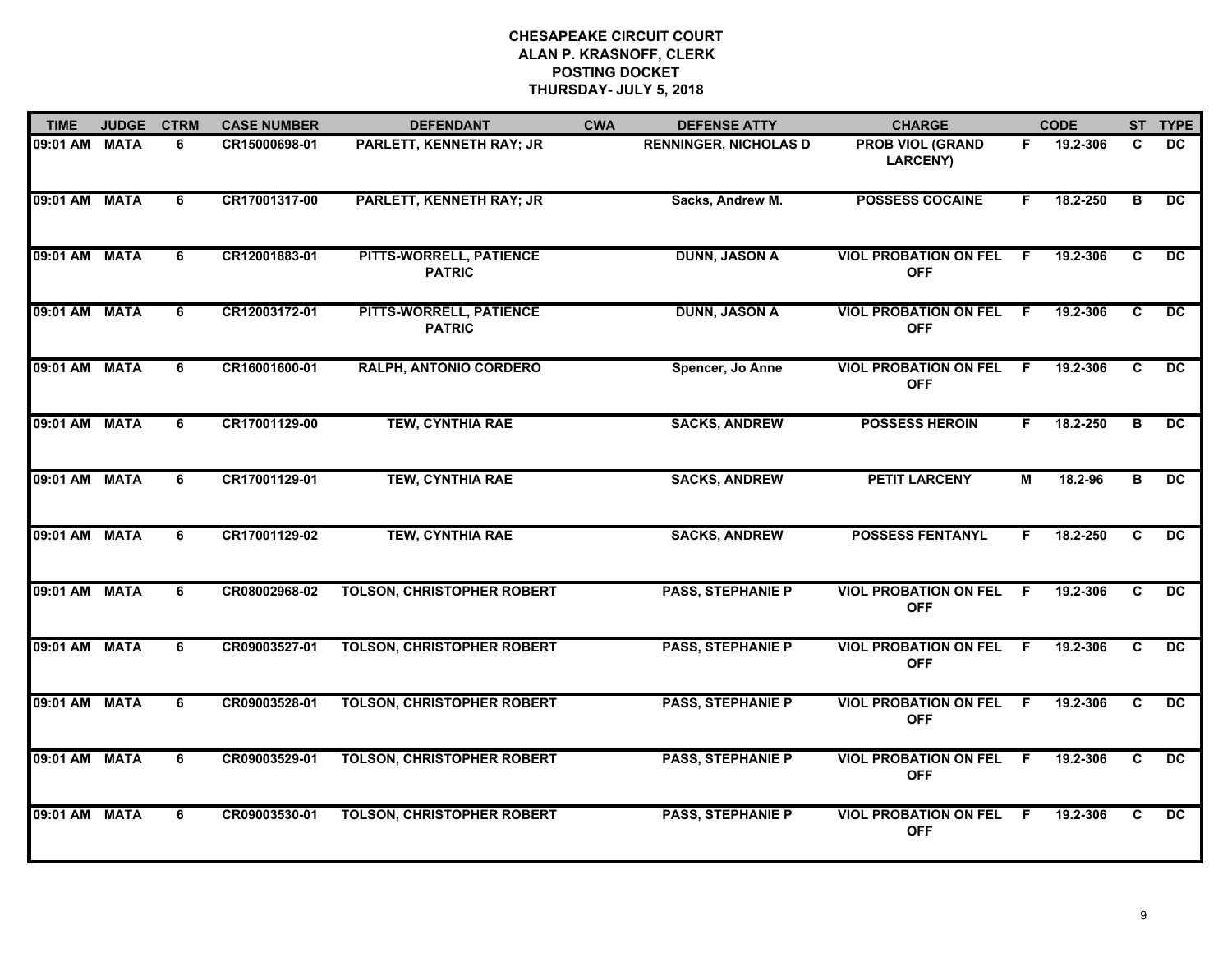# CHESAPEAKE CIRCUIT COURT
## ALAN P. KRASNOFF, CLERK
## POSTING DOCKET
## THURSDAY- JULY 5, 2018

| TIME | JUDGE | CTRM | CASE NUMBER | DEFENDANT | CWA | DEFENSE ATTY | CHARGE | | CODE | ST | TYPE |
|---|---|---|---|---|---|---|---|---|---|---|---|
| 09:01 AM | MATA | 6 | CR15000698-01 | PARLETT, KENNETH RAY; JR | | RENNINGER, NICHOLAS D | PROB VIOL (GRAND LARCENY) | F | 19.2-306 | C | DC |
| 09:01 AM | MATA | 6 | CR17001317-00 | PARLETT, KENNETH RAY; JR | | Sacks, Andrew M. | POSSESS COCAINE | F | 18.2-250 | B | DC |
| 09:01 AM | MATA | 6 | CR12001883-01 | PITTS-WORRELL, PATIENCE PATRIC | | DUNN, JASON A | VIOL PROBATION ON FEL OFF | F | 19.2-306 | C | DC |
| 09:01 AM | MATA | 6 | CR12003172-01 | PITTS-WORRELL, PATIENCE PATRIC | | DUNN, JASON A | VIOL PROBATION ON FEL OFF | F | 19.2-306 | C | DC |
| 09:01 AM | MATA | 6 | CR16001600-01 | RALPH, ANTONIO CORDERO | | Spencer, Jo Anne | VIOL PROBATION ON FEL OFF | F | 19.2-306 | C | DC |
| 09:01 AM | MATA | 6 | CR17001129-00 | TEW, CYNTHIA RAE | | SACKS, ANDREW | POSSESS HEROIN | F | 18.2-250 | B | DC |
| 09:01 AM | MATA | 6 | CR17001129-01 | TEW, CYNTHIA RAE | | SACKS, ANDREW | PETIT LARCENY | M | 18.2-96 | B | DC |
| 09:01 AM | MATA | 6 | CR17001129-02 | TEW, CYNTHIA RAE | | SACKS, ANDREW | POSSESS FENTANYL | F | 18.2-250 | C | DC |
| 09:01 AM | MATA | 6 | CR08002968-02 | TOLSON, CHRISTOPHER ROBERT | | PASS, STEPHANIE P | VIOL PROBATION ON FEL OFF | F | 19.2-306 | C | DC |
| 09:01 AM | MATA | 6 | CR09003527-01 | TOLSON, CHRISTOPHER ROBERT | | PASS, STEPHANIE P | VIOL PROBATION ON FEL OFF | F | 19.2-306 | C | DC |
| 09:01 AM | MATA | 6 | CR09003528-01 | TOLSON, CHRISTOPHER ROBERT | | PASS, STEPHANIE P | VIOL PROBATION ON FEL OFF | F | 19.2-306 | C | DC |
| 09:01 AM | MATA | 6 | CR09003529-01 | TOLSON, CHRISTOPHER ROBERT | | PASS, STEPHANIE P | VIOL PROBATION ON FEL OFF | F | 19.2-306 | C | DC |
| 09:01 AM | MATA | 6 | CR09003530-01 | TOLSON, CHRISTOPHER ROBERT | | PASS, STEPHANIE P | VIOL PROBATION ON FEL OFF | F | 19.2-306 | C | DC |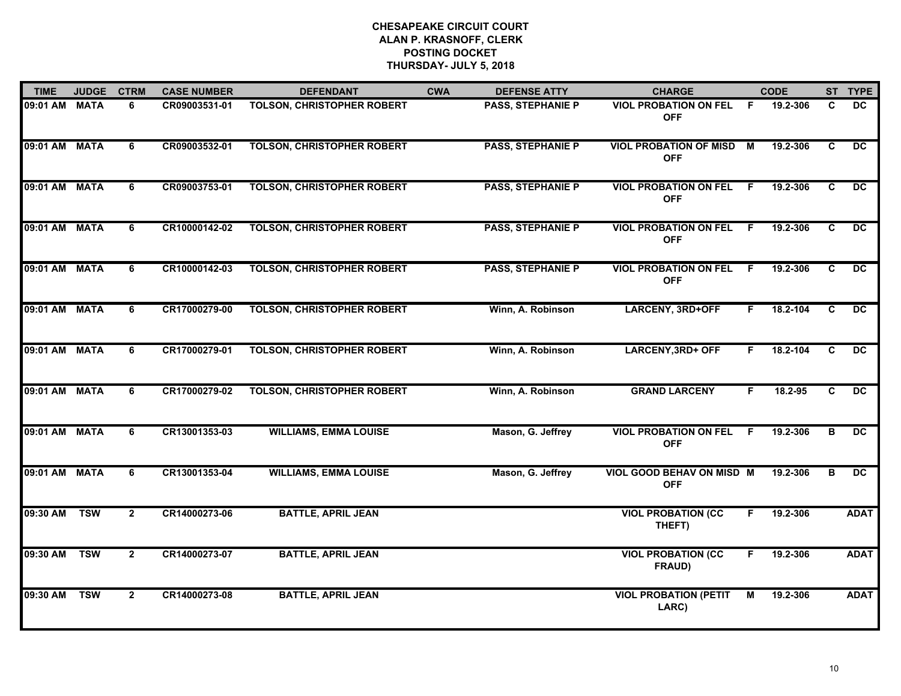**CHESAPEAKE CIRCUIT COURT**
**ALAN P. KRASNOFF, CLERK**
**POSTING DOCKET**
**THURSDAY- JULY 5, 2018**

| TIME | JUDGE | CTRM | CASE NUMBER | DEFENDANT | CWA | DEFENSE ATTY | CHARGE | | CODE | ST | TYPE |
|---|---|---|---|---|---|---|---|---|---|---|---|
| 09:01 AM | MATA | 6 | CR09003531-01 | TOLSON, CHRISTOPHER ROBERT | | PASS, STEPHANIE P | VIOL PROBATION ON FEL OFF | F | 19.2-306 | C | DC |
| 09:01 AM | MATA | 6 | CR09003532-01 | TOLSON, CHRISTOPHER ROBERT | | PASS, STEPHANIE P | VIOL PROBATION OF MISD OFF | M | 19.2-306 | C | DC |
| 09:01 AM | MATA | 6 | CR09003753-01 | TOLSON, CHRISTOPHER ROBERT | | PASS, STEPHANIE P | VIOL PROBATION ON FEL OFF | F | 19.2-306 | C | DC |
| 09:01 AM | MATA | 6 | CR10000142-02 | TOLSON, CHRISTOPHER ROBERT | | PASS, STEPHANIE P | VIOL PROBATION ON FEL OFF | F | 19.2-306 | C | DC |
| 09:01 AM | MATA | 6 | CR10000142-03 | TOLSON, CHRISTOPHER ROBERT | | PASS, STEPHANIE P | VIOL PROBATION ON FEL OFF | F | 19.2-306 | C | DC |
| 09:01 AM | MATA | 6 | CR17000279-00 | TOLSON, CHRISTOPHER ROBERT | | Winn, A. Robinson | LARCENY, 3RD+OFF | F | 18.2-104 | C | DC |
| 09:01 AM | MATA | 6 | CR17000279-01 | TOLSON, CHRISTOPHER ROBERT | | Winn, A. Robinson | LARCENY,3RD+ OFF | F | 18.2-104 | C | DC |
| 09:01 AM | MATA | 6 | CR17000279-02 | TOLSON, CHRISTOPHER ROBERT | | Winn, A. Robinson | GRAND LARCENY | F | 18.2-95 | C | DC |
| 09:01 AM | MATA | 6 | CR13001353-03 | WILLIAMS, EMMA LOUISE | | Mason, G. Jeffrey | VIOL PROBATION ON FEL OFF | F | 19.2-306 | B | DC |
| 09:01 AM | MATA | 6 | CR13001353-04 | WILLIAMS, EMMA LOUISE | | Mason, G. Jeffrey | VIOL GOOD BEHAV ON MISD OFF | M | 19.2-306 | B | DC |
| 09:30 AM | TSW | 2 | CR14000273-06 | BATTLE, APRIL JEAN | | | VIOL PROBATION (CC THEFT) | F | 19.2-306 | | ADAT |
| 09:30 AM | TSW | 2 | CR14000273-07 | BATTLE, APRIL JEAN | | | VIOL PROBATION (CC FRAUD) | F | 19.2-306 | | ADAT |
| 09:30 AM | TSW | 2 | CR14000273-08 | BATTLE, APRIL JEAN | | | VIOL PROBATION (PETIT LARC) | M | 19.2-306 | | ADAT |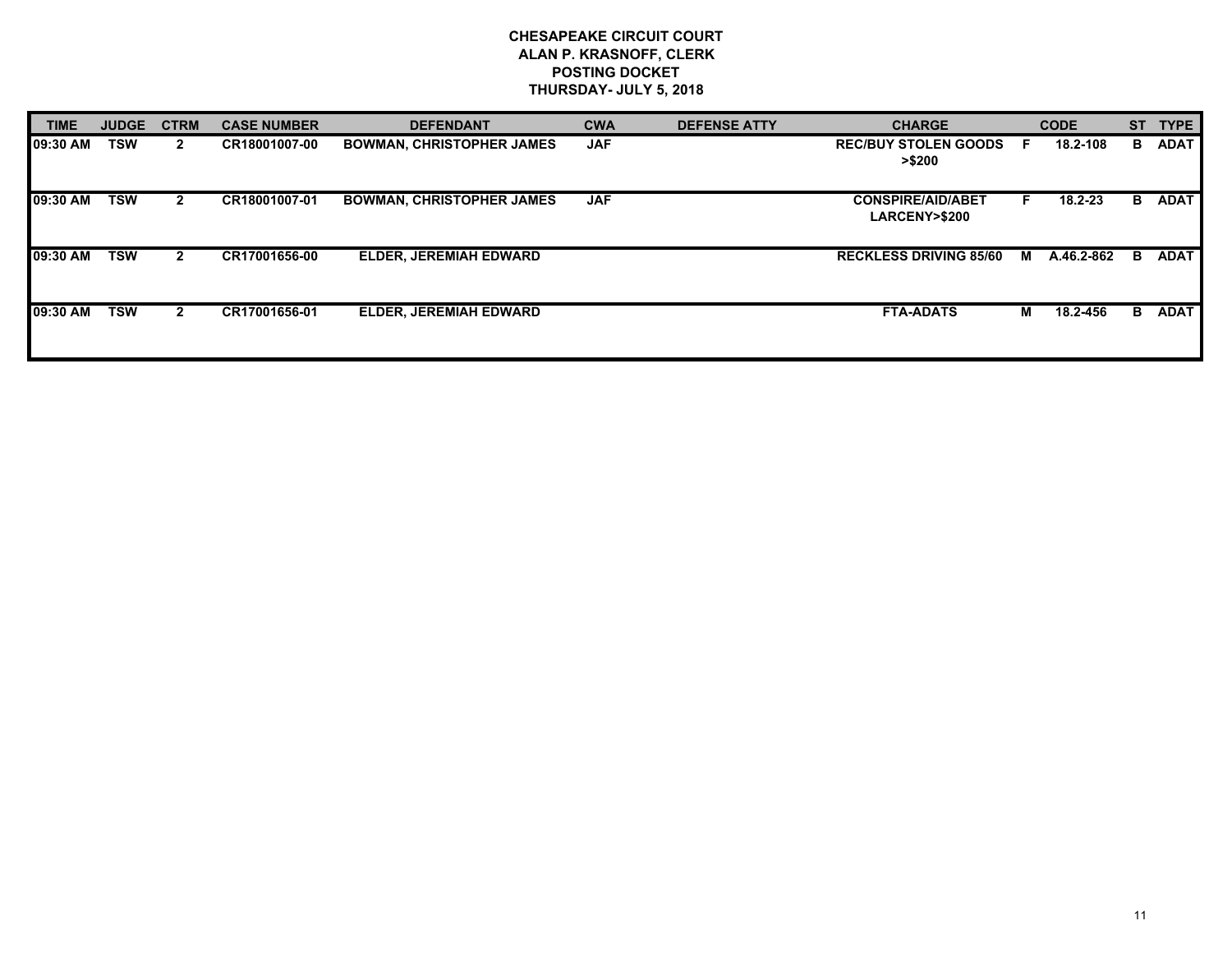**CHESAPEAKE CIRCUIT COURT**
**ALAN P. KRASNOFF, CLERK**
**POSTING DOCKET**
**THURSDAY- JULY 5, 2018**

| TIME | JUDGE | CTRM | CASE NUMBER | DEFENDANT | CWA | DEFENSE ATTY | CHARGE | | CODE | ST | TYPE |
|---|---|---|---|---|---|---|---|---|---|---|---|
| 09:30 AM | TSW | 2 | CR18001007-00 | BOWMAN, CHRISTOPHER JAMES | JAF | | REC/BUY STOLEN GOODS >$200 | F | 18.2-108 | B | ADAT |
| 09:30 AM | TSW | 2 | CR18001007-01 | BOWMAN, CHRISTOPHER JAMES | JAF | | CONSPIRE/AID/ABET LARCENY>$200 | F | 18.2-23 | B | ADAT |
| 09:30 AM | TSW | 2 | CR17001656-00 | ELDER, JEREMIAH EDWARD | | | RECKLESS DRIVING 85/60 | M | A.46.2-862 | B | ADAT |
| 09:30 AM | TSW | 2 | CR17001656-01 | ELDER, JEREMIAH EDWARD | | | FTA-ADATS | M | 18.2-456 | B | ADAT |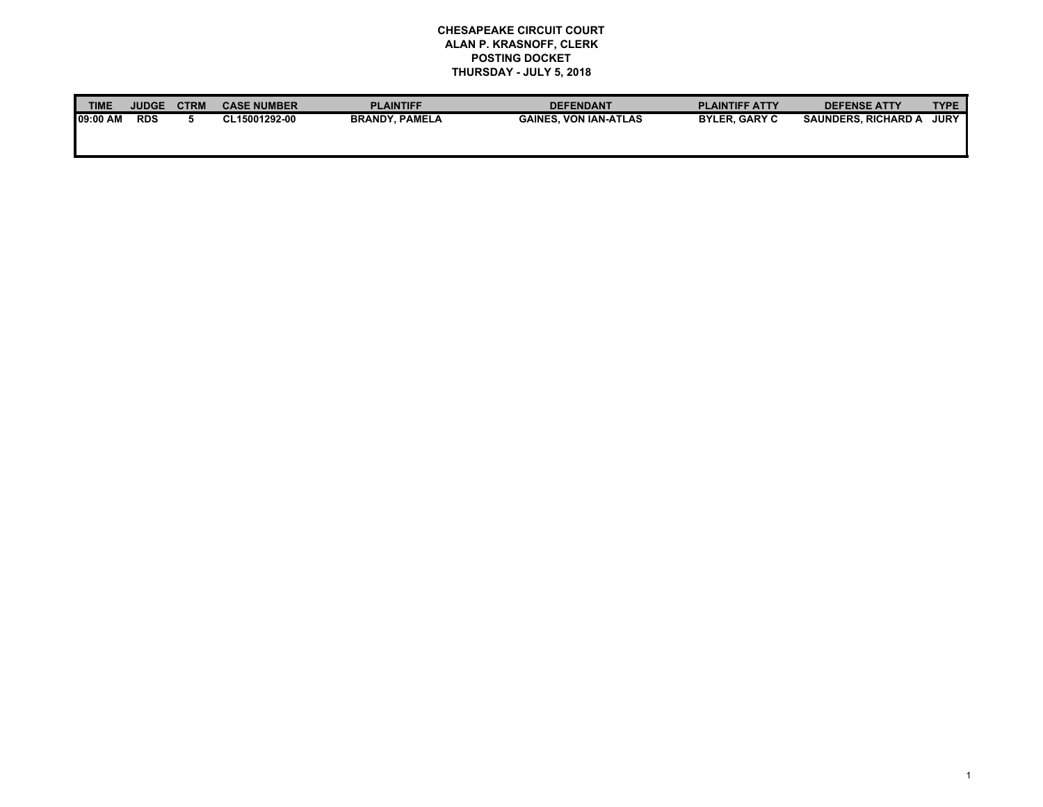**CHESAPEAKE CIRCUIT COURT**
**ALAN P. KRASNOFF, CLERK**
**POSTING DOCKET**
**THURSDAY - JULY 5, 2018**

| TIME | JUDGE | CTRM | CASE NUMBER | PLAINTIFF | DEFENDANT | PLAINTIFF ATTY | DEFENSE ATTY | TYPE |
|---|---|---|---|---|---|---|---|---|
| 09:00 AM | RDS | 5 | CL15001292-00 | BRANDY, PAMELA | GAINES, VON IAN-ATLAS | BYLER, GARY C | SAUNDERS, RICHARD A | JURY |